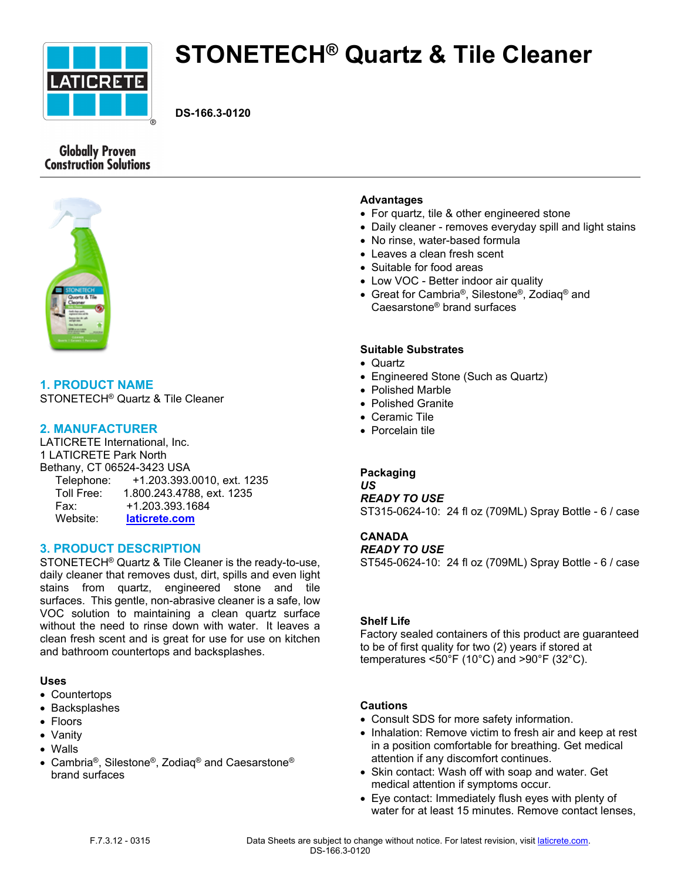// LATICRETE

# STONETECH® Quartz & Tile Cleaner

**DS-166.3-0120**

Globally Proven Construction Solutions

## 1. PRODUCT NAME

STONETECH® Quartz & Tile Cleaner

## 2. MANUFACTURER

LATICRETE International, Inc.
1 LATICRETE Park North
Bethany, CT 06524-3423 USA

Telephone: +1.203.393.0010, ext. 1235
Toll Free: 1.800.243.4788, ext. 1235
Fax: +1.203.393.1684
Website: laticrete.com

## 3. PRODUCT DESCRIPTION

STONETECH® Quartz & Tile Cleaner is the ready-to-use, daily cleaner that removes dust, dirt, spills and even light stains from quartz, engineered stone and tile surfaces. This gentle, non-abrasive cleaner is a safe, low VOC solution to maintaining a clean quartz surface without the need to rinse down with water. It leaves a clean fresh scent and is great for use for use on kitchen and bathroom countertops and backsplashes.

### Uses

- Countertops
- Backsplashes
- Floors
- Vanity
- Walls
- Cambria®, Silestone®, Zodiaq® and Caesarstone® brand surfaces

### Advantages

- For quartz, tile & other engineered stone
- Daily cleaner - removes everyday spill and light stains
- No rinse, water-based formula
- Leaves a clean fresh scent
- Suitable for food areas
- Low VOC - Better indoor air quality
- Great for Cambria®, Silestone®, Zodiaq® and Caesarstone® brand surfaces

### Suitable Substrates

- Quartz
- Engineered Stone (Such as Quartz)
- Polished Marble
- Polished Granite
- Ceramic Tile
- Porcelain tile

### Packaging

***US***

***READY TO USE***

ST315-0624-10: 24 fl oz (709ML) Spray Bottle - 6 / case

**CANADA**

***READY TO USE***

ST545-0624-10: 24 fl oz (709ML) Spray Bottle - 6 / case

### Shelf Life

Factory sealed containers of this product are guaranteed to be of first quality for two (2) years if stored at temperatures <50°F (10°C) and >90°F (32°C).

### Cautions

- Consult SDS for more safety information.
- Inhalation: Remove victim to fresh air and keep at rest in a position comfortable for breathing. Get medical attention if any discomfort continues.
- Skin contact: Wash off with soap and water. Get medical attention if symptoms occur.
- Eye contact: Immediately flush eyes with plenty of water for at least 15 minutes. Remove contact lenses,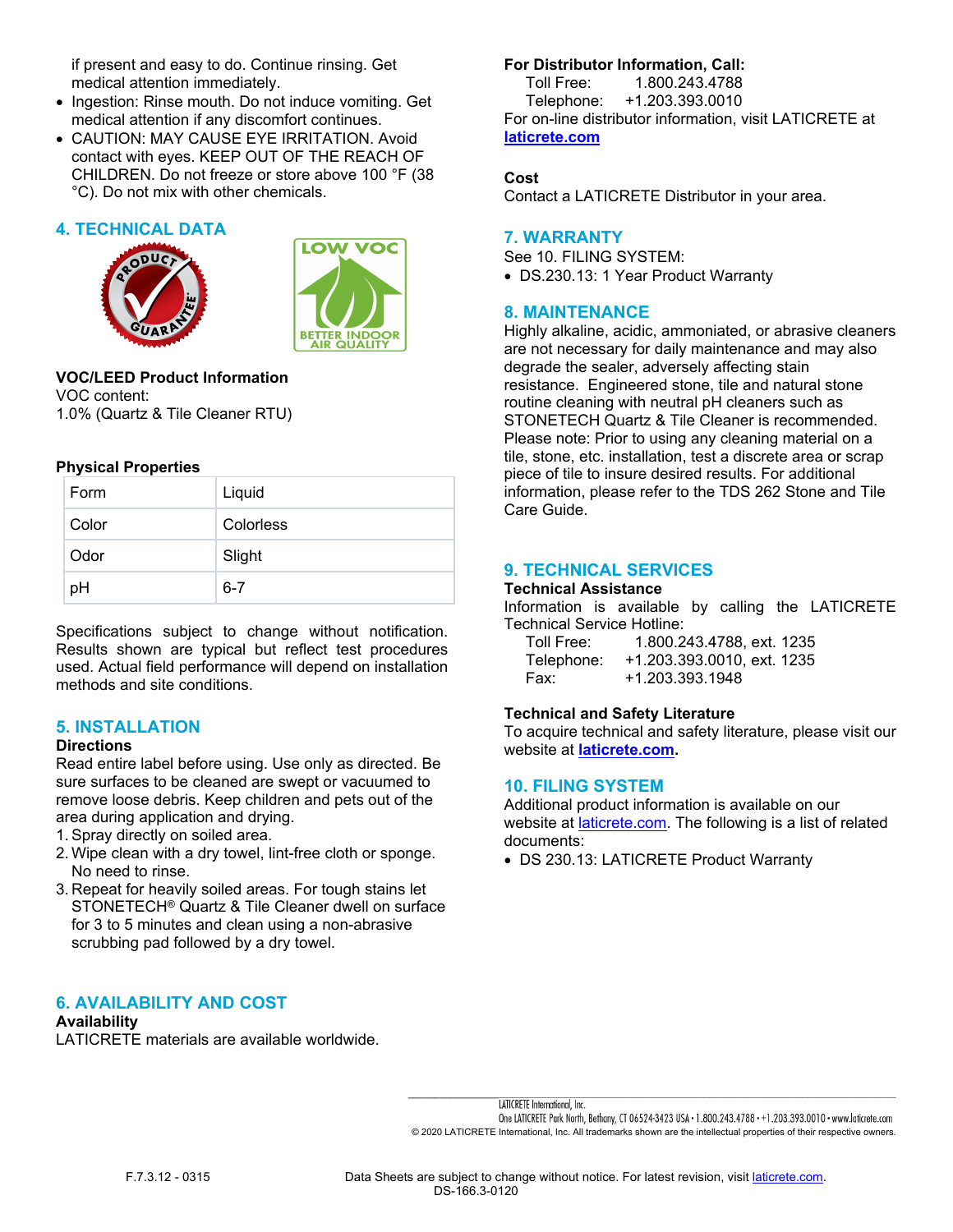if present and easy to do. Continue rinsing. Get medical attention immediately.

- Ingestion: Rinse mouth. Do not induce vomiting. Get medical attention if any discomfort continues.
- CAUTION: MAY CAUSE EYE IRRITATION. Avoid contact with eyes. KEEP OUT OF THE REACH OF CHILDREN. Do not freeze or store above 100 °F (38 °C). Do not mix with other chemicals.

## 4. TECHNICAL DATA

**VOC/LEED Product Information**

VOC content:
1.0% (Quartz & Tile Cleaner RTU)

**Physical Properties**

| | |
|---|---|
| Form | Liquid |
| Color | Colorless |
| Odor | Slight |
| pH | 6-7 |

Specifications subject to change without notification. Results shown are typical but reflect test procedures used. Actual field performance will depend on installation methods and site conditions.

## 5. INSTALLATION

**Directions**

Read entire label before using. Use only as directed. Be sure surfaces to be cleaned are swept or vacuumed to remove loose debris. Keep children and pets out of the area during application and drying.

1. Spray directly on soiled area.
2. Wipe clean with a dry towel, lint-free cloth or sponge. No need to rinse.
3. Repeat for heavily soiled areas. For tough stains let STONETECH® Quartz & Tile Cleaner dwell on surface for 3 to 5 minutes and clean using a non-abrasive scrubbing pad followed by a dry towel.

## 6. AVAILABILITY AND COST

**Availability**

LATICRETE materials are available worldwide.

**For Distributor Information, Call:**

Toll Free: 1.800.243.4788
Telephone: +1.203.393.0010
For on-line distributor information, visit LATICRETE at **laticrete.com**

**Cost**

Contact a LATICRETE Distributor in your area.

## 7. WARRANTY

See 10. FILING SYSTEM:

- DS.230.13: 1 Year Product Warranty

## 8. MAINTENANCE

Highly alkaline, acidic, ammoniated, or abrasive cleaners are not necessary for daily maintenance and may also degrade the sealer, adversely affecting stain resistance. Engineered stone, tile and natural stone routine cleaning with neutral pH cleaners such as STONETECH Quartz & Tile Cleaner is recommended. Please note: Prior to using any cleaning material on a tile, stone, etc. installation, test a discrete area or scrap piece of tile to insure desired results. For additional information, please refer to the TDS 262 Stone and Tile Care Guide.

## 9. TECHNICAL SERVICES

**Technical Assistance**

Information is available by calling the LATICRETE Technical Service Hotline:

Toll Free: 1.800.243.4788, ext. 1235
Telephone: +1.203.393.0010, ext. 1235
Fax: +1.203.393.1948

**Technical and Safety Literature**

To acquire technical and safety literature, please visit our website at **laticrete.com**.

## 10. FILING SYSTEM

Additional product information is available on our website at laticrete.com. The following is a list of related documents:

- DS 230.13: LATICRETE Product Warranty

LATICRETE International, Inc.
One LATICRETE Park North, Bethany, CT 06524-3423 USA • 1.800.243.4788 • +1.203.393.0010 • www.laticrete.com
© 2020 LATICRETE International, Inc. All trademarks shown are the intellectual properties of their respective owners.

F.7.3.12 - 0315

Data Sheets are subject to change without notice. For latest revision, visit laticrete.com.
DS-166.3-0120